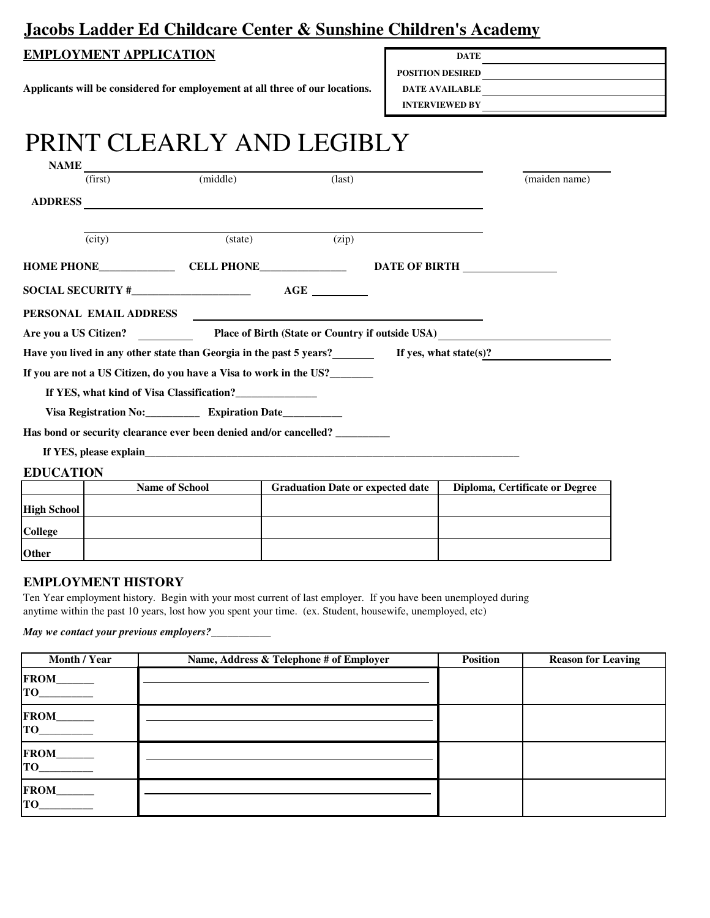# Jacobs Ladder Ed Childcare Center & Sunshine Children's Academy

## EMPLOYMENT APPLICATION

Applicants will be considered for employement at all three of our locations.

| | |
|---|---|
| DATE | |
| POSITION DESIRED | |
| DATE AVAILABLE | |
| INTERVIEWED BY | |

# PRINT CLEARLY AND LEGIBLY

**NAME** ________________________________________________ ____________
(first) (middle) (last) (maiden name)

**ADDRESS** ________________________________________________

________________________________________________
(city) (state) (zip)

**HOME PHONE**______________ **CELL PHONE**________________ **DATE OF BIRTH** _________________

**SOCIAL SECURITY #**______________________ **AGE** __________

**PERSONAL EMAIL ADDRESS** ________________________________________

**Are you a US Citizen?** __________ **Place of Birth (State or Country if outside USA)**______________________________

**Have you lived in any other state than Georgia in the past 5 years?**________ **If yes, what state(s)?**____________________

**If you are not a US Citizen, do you have a Visa to work in the US?**________

**If YES, what kind of Visa Classification?**_______________

**Visa Registration No:**__________ **Expiration Date**___________

**Has bond or security clearance ever been denied and/or cancelled?** __________

**If YES, please explain**________________________________________________________________________

## EDUCATION

| | Name of School | Graduation Date or expected date | Diploma, Certificate or Degree |
|---|---|---|---|
| **High School** | | | |
| **College** | | | |
| **Other** | | | |

## EMPLOYMENT HISTORY

Ten Year employment history. Begin with your most current of last employer. If you have been unemployed during anytime within the past 10 years, lost how you spent your time. (ex. Student, housewife, unemployed, etc)

***May we contact your previous employers?***___________

| Month / Year | Name, Address & Telephone # of Employer | Position | Reason for Leaving |
|---|---|---|---|
| FROM_______ TO__________ | | | |
| FROM_______ TO__________ | | | |
| FROM_______ TO__________ | | | |
| FROM_______ TO__________ | | | |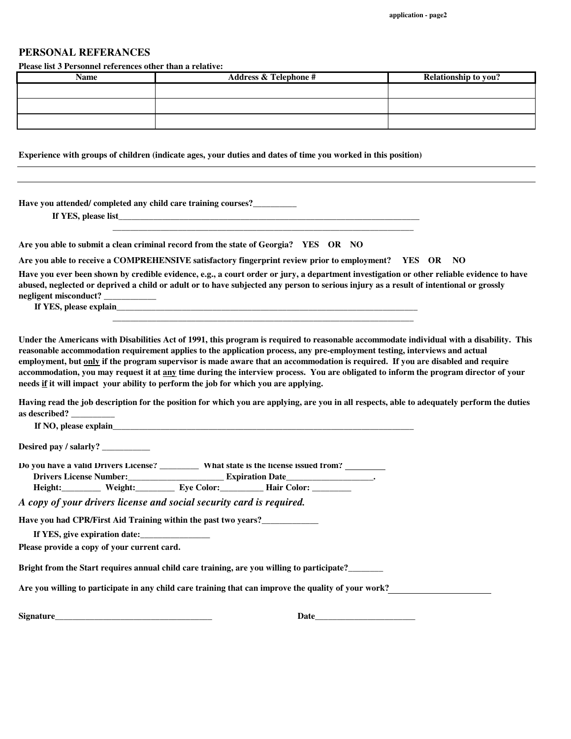## PERSONAL REFERANCES

**Please list 3 Personnel references other than a relative:**

| Name | Address & Telephone # | Relationship to you? |
|---|---|---|
| | | |
| | | |
| | | |

**Experience with groups of children (indicate ages, your duties and dates of time you worked in this position)**

______________________________________________________________________________

______________________________________________________________________________

**Have you attended/ completed any child care training courses?__________**

**If YES, please list__________________________________________________________________________**

**__________________________________________________________________________**

**Are you able to submit a clean criminal record from the state of Georgia? YES OR NO**

**Are you able to receive a COMPREHENSIVE satisfactory fingerprint review prior to employment? YES OR NO**

**Have you ever been shown by credible evidence, e.g., a court order or jury, a department investigation or other reliable evidence to have abused, neglected or deprived a child or adult or to have subjected any person to serious injury as a result of intentional or grossly negligent misconduct? ____________**

**If YES, please explain__________________________________________________________________________**

**__________________________________________________________________________**

**Under the Americans with Disabilities Act of 1991, this program is required to reasonable accommodate individual with a disability. This reasonable accommodation requirement applies to the application process, any pre-employment testing, interviews and actual employment, but only if the program supervisor is made aware that an accommodation is required. If you are disabled and require accommodation, you may request it at any time during the interview process. You are obligated to inform the program director of your needs if it will impact your ability to perform the job for which you are applying.**

**Having read the job description for the position for which you are applying, are you in all respects, able to adequately perform the duties as described? __________**

**If NO, please explain__________________________________________________________________________**

**Desired pay / salarly? ___________**

**Do you have a valid Drivers License? _________ What state is the license issued from? _________**

**Drivers License Number:______________________ Expiration Date____________________.**

**Height:_________ Weight:_________ Eye Color:__________ Hair Color: _________**

***A copy of your drivers license and social security card is required.***

**Have you had CPR/First Aid Training within the past two years?_____________**

**If YES, give expiration date:________________**

**Please provide a copy of your current card.**

**Bright from the Start requires annual child care training, are you willing to participate?________**

**Are you willing to participate in any child care training that can improve the quality of your work?________________________**

**Signature_____________________________________ Date_______________________**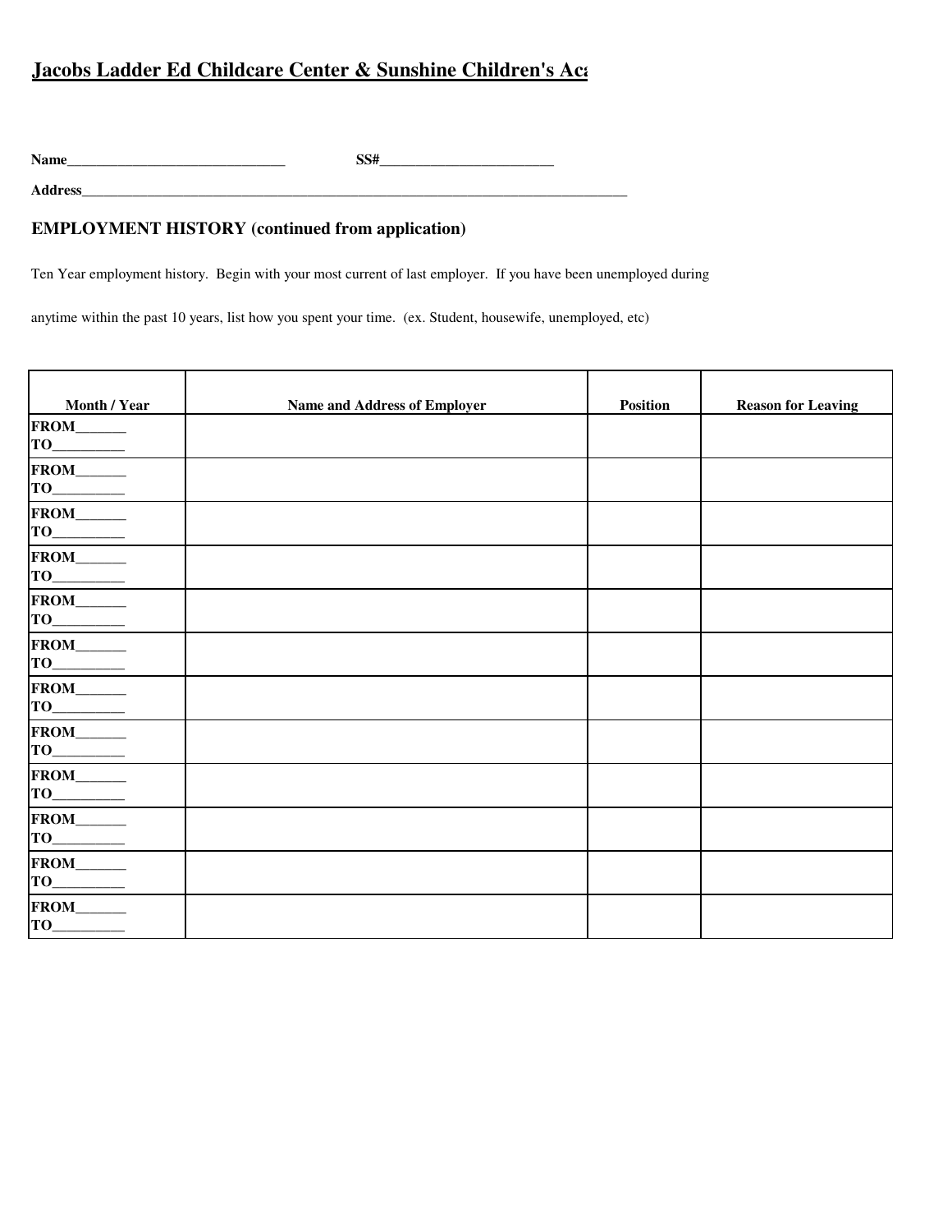## Jacobs Ladder Ed Childcare Center & Sunshine Children's Aca

**Name**_______________________________ **SS#**________________________

**Address**_______________________________________________________________________________

### EMPLOYMENT HISTORY (continued from application)

Ten Year employment history. Begin with your most current of last employer. If you have been unemployed during

anytime within the past 10 years, list how you spent your time. (ex. Student, housewife, unemployed, etc)

| Month / Year | Name and Address of Employer | Position | Reason for Leaving |
|---|---|---|---|
| FROM______ TO_________ | | | |
| FROM______ TO_________ | | | |
| FROM______ TO_________ | | | |
| FROM______ TO_________ | | | |
| FROM______ TO_________ | | | |
| FROM______ TO_________ | | | |
| FROM______ TO_________ | | | |
| FROM______ TO_________ | | | |
| FROM______ TO_________ | | | |
| FROM______ TO_________ | | | |
| FROM______ TO_________ | | | |
| FROM______ TO_________ | | | |